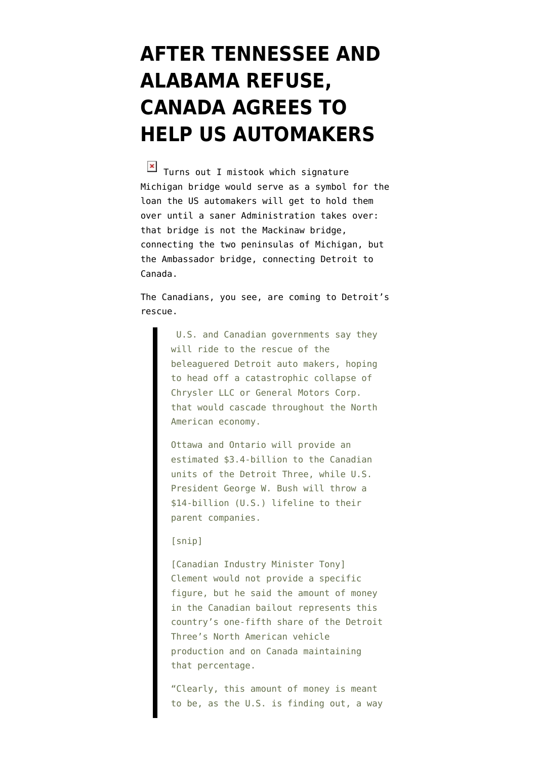# AFTER TENNESSEE AND ALABAMA REFUSE, CANADA AGREES TO HELP US AUTOMAKERS

Turns out I mistook which signature Michigan bridge would serve as a symbol for the loan the US automakers will get to hold them over until a saner Administration takes over: that bridge is not the Mackinaw bridge, connecting the two peninsulas of Michigan, but the Ambassador bridge, connecting Detroit to Canada.

The Canadians, you see, are coming to Detroit's rescue.

> U.S. and Canadian governments say they will ride to the rescue of the beleaguered Detroit auto makers, hoping to head off a catastrophic collapse of Chrysler LLC or General Motors Corp. that would cascade throughout the North American economy.
>
> Ottawa and Ontario will provide an estimated $3.4-billion to the Canadian units of the Detroit Three, while U.S. President George W. Bush will throw a $14-billion (U.S.) lifeline to their parent companies.
>
> [snip]
>
> [Canadian Industry Minister Tony] Clement would not provide a specific figure, but he said the amount of money in the Canadian bailout represents this country's one-fifth share of the Detroit Three's North American vehicle production and on Canada maintaining that percentage.
>
> "Clearly, this amount of money is meant to be, as the U.S. is finding out, a way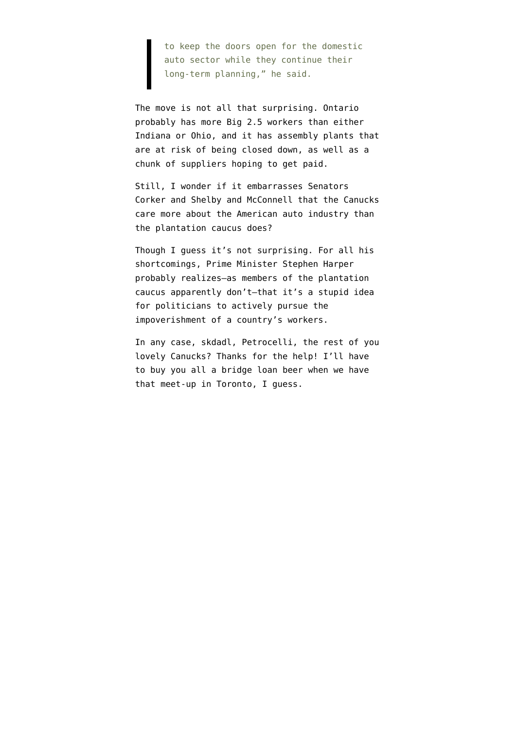> to keep the doors open for the domestic auto sector while they continue their long-term planning," he said.

The move is not all that surprising. Ontario probably has more Big 2.5 workers than either Indiana or Ohio, and it has assembly plants that are at risk of being closed down, as well as a chunk of suppliers hoping to get paid.

Still, I wonder if it embarrasses Senators Corker and Shelby and McConnell that the Canucks care more about the American auto industry than the plantation caucus does?

Though I guess it's not surprising. For all his shortcomings, Prime Minister Stephen Harper probably realizes–as members of the plantation caucus apparently don't–that it's a stupid idea for politicians to actively pursue the impoverishment of a country's workers.

In any case, skdadl, Petrocelli, the rest of you lovely Canucks? Thanks for the help! I'll have to buy you all a bridge loan beer when we have that meet-up in Toronto, I guess.